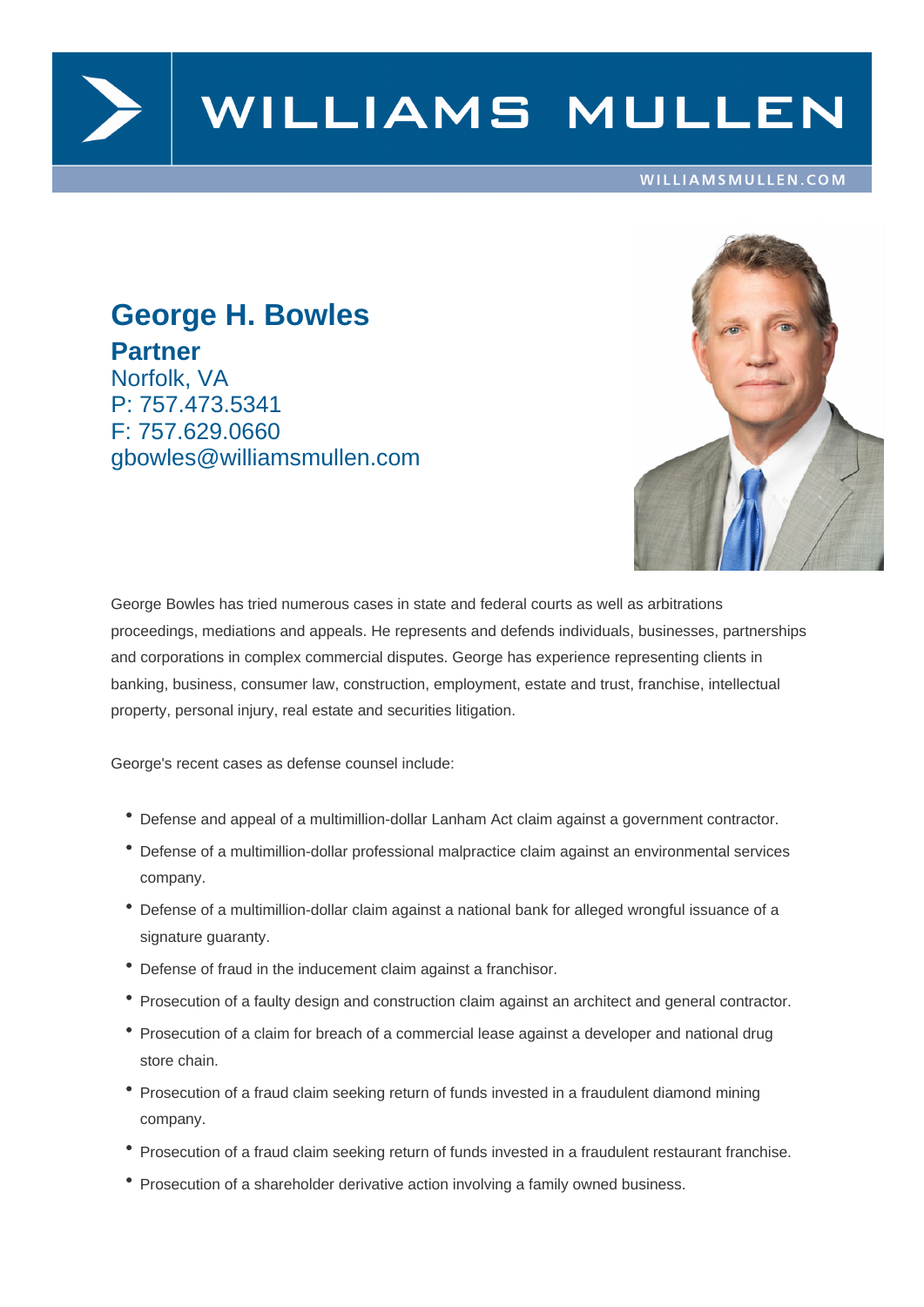# George H. Bowles

## Partner

Norfolk, VA
P: 757.473.5341
F: 757.629.0660
gbowles@williamsmullen.com

George Bowles has tried numerous cases in state and federal courts as well as arbitrations proceedings, mediations and appeals. He represents and defends individuals, businesses, partnerships and corporations in complex commercial disputes. George has experience representing clients in banking, business, consumer law, construction, employment, estate and trust, franchise, intellectual property, personal injury, real estate and securities litigation.

George's recent cases as defense counsel include:

- Defense and appeal of a multimillion-dollar Lanham Act claim against a government contractor.
- Defense of a multimillion-dollar professional malpractice claim against an environmental services company.
- Defense of a multimillion-dollar claim against a national bank for alleged wrongful issuance of a signature guaranty.
- Defense of fraud in the inducement claim against a franchisor.
- Prosecution of a faulty design and construction claim against an architect and general contractor.
- Prosecution of a claim for breach of a commercial lease against a developer and national drug store chain.
- Prosecution of a fraud claim seeking return of funds invested in a fraudulent diamond mining company.
- Prosecution of a fraud claim seeking return of funds invested in a fraudulent restaurant franchise.
- Prosecution of a shareholder derivative action involving a family owned business.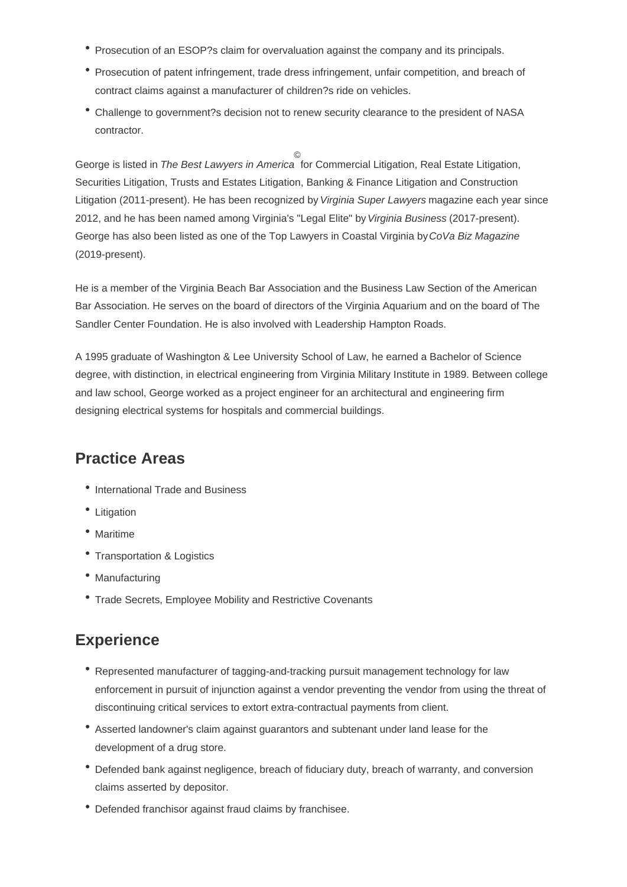- Prosecution of an ESOP?s claim for overvaluation against the company and its principals.
- Prosecution of patent infringement, trade dress infringement, unfair competition, and breach of contract claims against a manufacturer of children?s ride on vehicles.
- Challenge to government?s decision not to renew security clearance to the president of NASA contractor.

George is listed in *The Best Lawyers in America©* for Commercial Litigation, Real Estate Litigation, Securities Litigation, Trusts and Estates Litigation, Banking & Finance Litigation and Construction Litigation (2011-present). He has been recognized by *Virginia Super Lawyers* magazine each year since 2012, and he has been named among Virginia's "Legal Elite" by *Virginia Business* (2017-present). George has also been listed as one of the Top Lawyers in Coastal Virginia by *CoVa Biz Magazine* (2019-present).

He is a member of the Virginia Beach Bar Association and the Business Law Section of the American Bar Association. He serves on the board of directors of the Virginia Aquarium and on the board of The Sandler Center Foundation. He is also involved with Leadership Hampton Roads.

A 1995 graduate of Washington & Lee University School of Law, he earned a Bachelor of Science degree, with distinction, in electrical engineering from Virginia Military Institute in 1989. Between college and law school, George worked as a project engineer for an architectural and engineering firm designing electrical systems for hospitals and commercial buildings.

## Practice Areas

- International Trade and Business
- Litigation
- Maritime
- Transportation & Logistics
- Manufacturing
- Trade Secrets, Employee Mobility and Restrictive Covenants

## Experience

- Represented manufacturer of tagging-and-tracking pursuit management technology for law enforcement in pursuit of injunction against a vendor preventing the vendor from using the threat of discontinuing critical services to extort extra-contractual payments from client.
- Asserted landowner's claim against guarantors and subtenant under land lease for the development of a drug store.
- Defended bank against negligence, breach of fiduciary duty, breach of warranty, and conversion claims asserted by depositor.
- Defended franchisor against fraud claims by franchisee.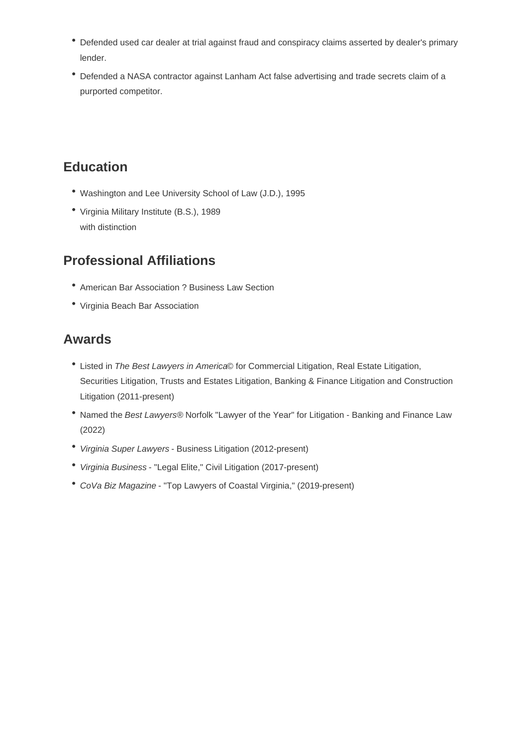- Defended used car dealer at trial against fraud and conspiracy claims asserted by dealer's primary lender.
- Defended a NASA contractor against Lanham Act false advertising and trade secrets claim of a purported competitor.

## Education

- Washington and Lee University School of Law (J.D.), 1995
- Virginia Military Institute (B.S.), 1989
  with distinction

## Professional Affiliations

- American Bar Association ? Business Law Section
- Virginia Beach Bar Association

## Awards

- Listed in *The Best Lawyers in America©* for Commercial Litigation, Real Estate Litigation, Securities Litigation, Trusts and Estates Litigation, Banking & Finance Litigation and Construction Litigation (2011-present)
- Named the *Best Lawyers®* Norfolk "Lawyer of the Year" for Litigation - Banking and Finance Law (2022)
- *Virginia Super Lawyers* - Business Litigation (2012-present)
- *Virginia Business* - "Legal Elite," Civil Litigation (2017-present)
- *CoVa Biz Magazine* - "Top Lawyers of Coastal Virginia," (2019-present)